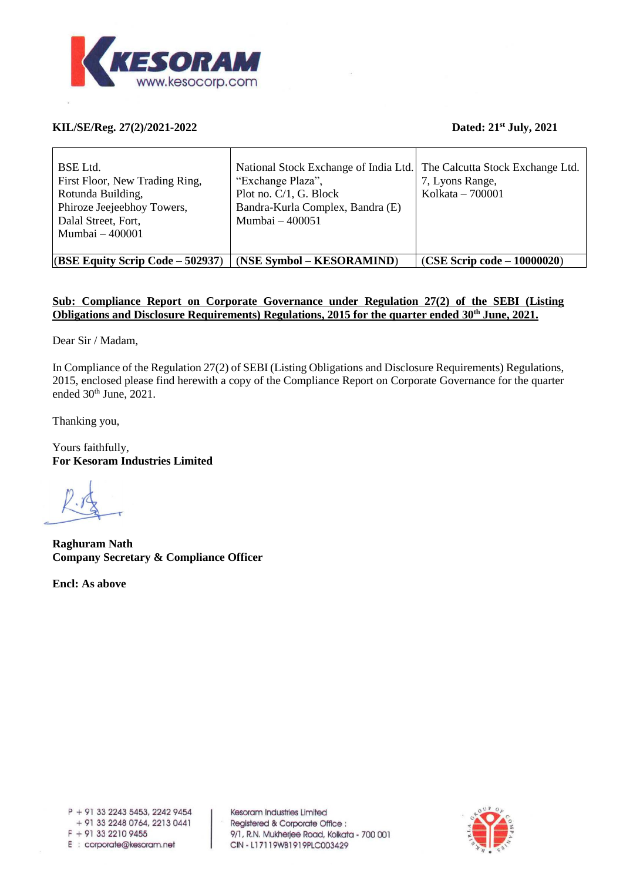**KIL/SE/Reg. 27(2)/2021-2022** **Dated: 21st July, 2021**

| BSE Ltd.<br>First Floor, New Trading Ring,<br>Rotunda Building,<br>Phiroze Jeejeebhoy Towers,<br>Dalal Street, Fort,<br>Mumbai – 400001 | National Stock Exchange of India Ltd.<br>"Exchange Plaza",<br>Plot no. C/1, G. Block<br>Bandra-Kurla Complex, Bandra (E)<br>Mumbai – 400051 | The Calcutta Stock Exchange Ltd.<br>7, Lyons Range,<br>Kolkata – 700001 |
|---|---|---|
| (**BSE Equity Scrip Code – 502937**) | (**NSE Symbol – KESORAMIND**) | (**CSE Scrip code – 10000020**) |

**Sub: Compliance Report on Corporate Governance under Regulation 27(2) of the SEBI (Listing Obligations and Disclosure Requirements) Regulations, 2015 for the quarter ended 30th June, 2021.**

Dear Sir / Madam,

In Compliance of the Regulation 27(2) of SEBI (Listing Obligations and Disclosure Requirements) Regulations, 2015, enclosed please find herewith a copy of the Compliance Report on Corporate Governance for the quarter ended 30th June, 2021.

Thanking you,

Yours faithfully,
**For Kesoram Industries Limited**

**Raghuram Nath**
**Company Secretary & Compliance Officer**

**Encl: As above**

P + 91 33 2243 5453, 2242 9454
+ 91 33 2248 0764, 2213 0441
F + 91 33 2210 9455
E : corporate@kesoram.net

Kesoram Industries Limited
Registered & Corporate Office :
9/1, R.N. Mukherjee Road, Kolkata - 700 001
CIN - L17119WB1919PLC003429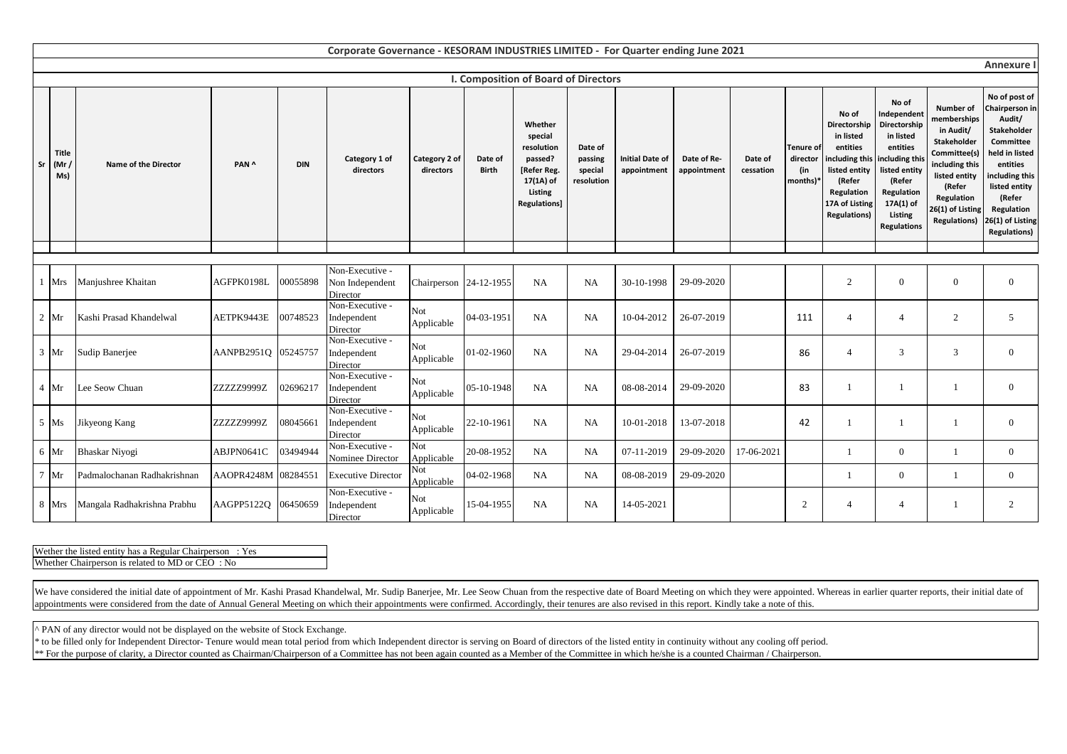# Corporate Governance - KESORAM INDUSTRIES LIMITED - For Quarter ending June 2021

**Annexure I**

## I. Composition of Board of Directors

| Sr | Title (Mr / Ms) | Name of the Director | PAN ^ | DIN | Category 1 of directors | Category 2 of directors | Date of Birth | Whether special resolution passed? [Refer Reg. 17(1A) of Listing Regulations] | Date of passing special resolution | Initial Date of appointment | Date of Re-appointment | Date of cessation | Tenure of director (in months)* | No of Directorship in listed entities including this listed entity (Refer Regulation 17A of Listing Regulations) | No of Independent Directorship in listed entities including this listed entity (Refer Regulation 17A(1) of Listing Regulations | Number of memberships in Audit/ Stakeholder Committee(s) including this listed entity (Refer Regulation 26(1) of Listing Regulations) | No of post of Chairperson in Audit/ Stakeholder Committee held in listed entities including this listed entity (Refer Regulation 26(1) of Listing Regulations) |
|---|---|---|---|---|---|---|---|---|---|---|---|---|---|---|---|---|---|
| 1 | Mrs | Manjushree Khaitan | AGFPK0198L | 00055898 | Non-Executive - Non Independent Director | Chairperson | 24-12-1955 | NA | NA | 30-10-1998 | 29-09-2020 | | | 2 | 0 | 0 | 0 |
| 2 | Mr | Kashi Prasad Khandelwal | AETPK9443E | 00748523 | Non-Executive - Independent Director | Not Applicable | 04-03-1951 | NA | NA | 10-04-2012 | 26-07-2019 | | 111 | 4 | 4 | 2 | 5 |
| 3 | Mr | Sudip Banerjee | AANPB2951Q | 05245757 | Non-Executive - Independent Director | Not Applicable | 01-02-1960 | NA | NA | 29-04-2014 | 26-07-2019 | | 86 | 4 | 3 | 3 | 0 |
| 4 | Mr | Lee Seow Chuan | ZZZZZ9999Z | 02696217 | Non-Executive - Independent Director | Not Applicable | 05-10-1948 | NA | NA | 08-08-2014 | 29-09-2020 | | 83 | 1 | 1 | 1 | 0 |
| 5 | Ms | Jikyeong Kang | ZZZZZ9999Z | 08045661 | Non-Executive - Independent Director | Not Applicable | 22-10-1961 | NA | NA | 10-01-2018 | 13-07-2018 | | 42 | 1 | 1 | 1 | 0 |
| 6 | Mr | Bhaskar Niyogi | ABJPN0641C | 03494944 | Non-Executive - Nominee Director | Not Applicable | 20-08-1952 | NA | NA | 07-11-2019 | 29-09-2020 | 17-06-2021 | | 1 | 0 | 1 | 0 |
| 7 | Mr | Padmalochanan Radhakrishnan | AAOPR4248M | 08284551 | Executive Director | Not Applicable | 04-02-1968 | NA | NA | 08-08-2019 | 29-09-2020 | | | 1 | 0 | 1 | 0 |
| 8 | Mrs | Mangala Radhakrishna Prabhu | AAGPP5122Q | 06450659 | Non-Executive - Independent Director | Not Applicable | 15-04-1955 | NA | NA | 14-05-2021 | | | 2 | 4 | 4 | 1 | 2 |

Wether the listed entity has a Regular Chairperson : Yes

Whether Chairperson is related to MD or CEO : No

We have considered the initial date of appointment of Mr. Kashi Prasad Khandelwal, Mr. Sudip Banerjee, Mr. Lee Seow Chuan from the respective date of Board Meeting on which they were appointed. Whereas in earlier quarter reports, their initial date of appointments were considered from the date of Annual General Meeting on which their appointments were confirmed. Accordingly, their tenures are also revised in this report. Kindly take a note of this.

^ PAN of any director would not be displayed on the website of Stock Exchange.

* to be filled only for Independent Director- Tenure would mean total period from which Independent director is serving on Board of directors of the listed entity in continuity without any cooling off period.

** For the purpose of clarity, a Director counted as Chairman/Chairperson of a Committee has not been again counted as a Member of the Committee in which he/she is a counted Chairman / Chairperson.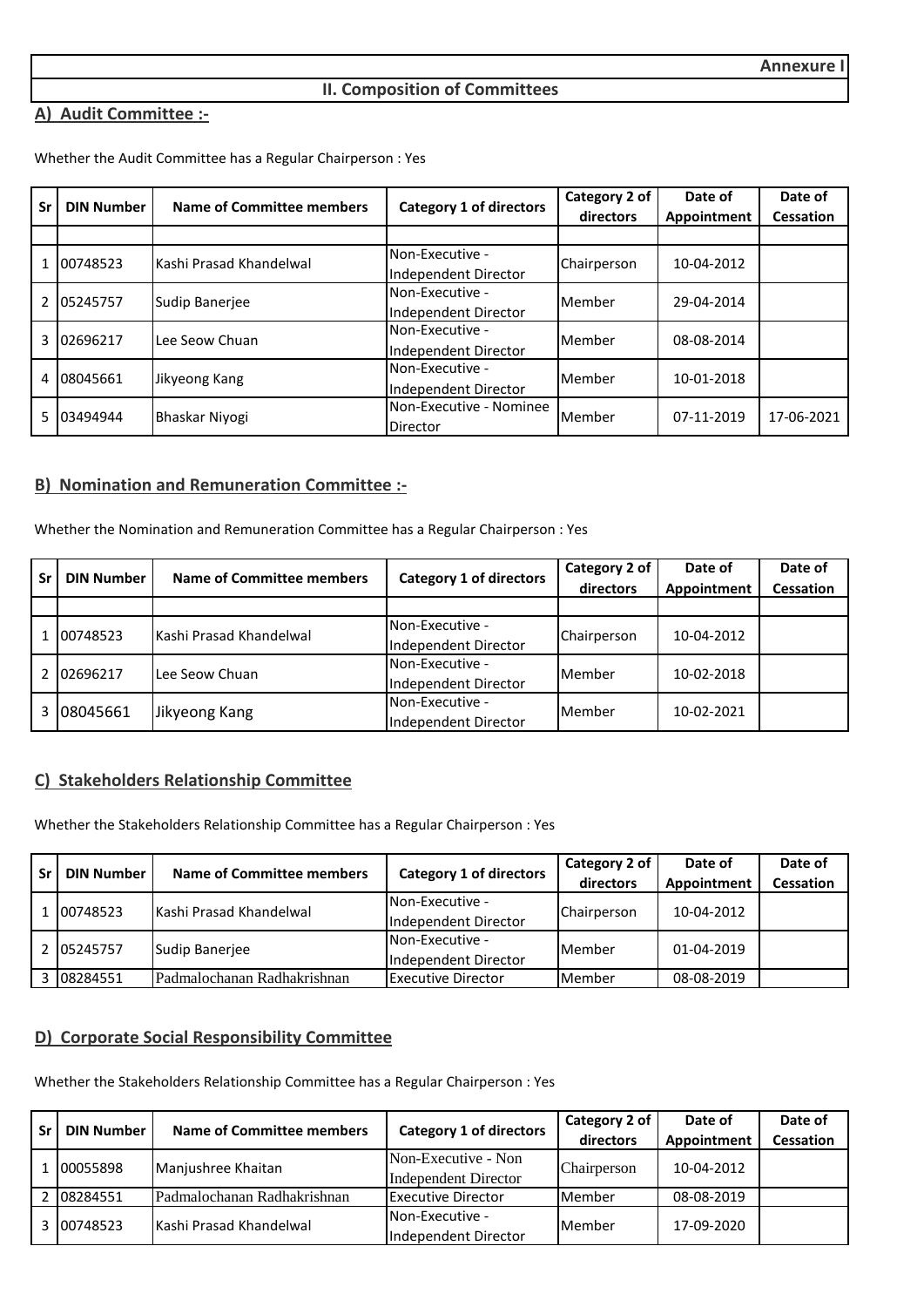**Annexure I**

## II. Composition of Committees

### A) Audit Committee :-

Whether the Audit Committee has a Regular Chairperson : Yes

| Sr | DIN Number | Name of Committee members | Category 1 of directors | Category 2 of directors | Date of Appointment | Date of Cessation |
|---|---|---|---|---|---|---|
| | | | | | | |
| 1 | 00748523 | Kashi Prasad Khandelwal | Non-Executive - Independent Director | Chairperson | 10-04-2012 | |
| 2 | 05245757 | Sudip Banerjee | Non-Executive - Independent Director | Member | 29-04-2014 | |
| 3 | 02696217 | Lee Seow Chuan | Non-Executive - Independent Director | Member | 08-08-2014 | |
| 4 | 08045661 | Jikyeong Kang | Non-Executive - Independent Director | Member | 10-01-2018 | |
| 5 | 03494944 | Bhaskar Niyogi | Non-Executive - Nominee Director | Member | 07-11-2019 | 17-06-2021 |

### B) Nomination and Remuneration Committee :-

Whether the Nomination and Remuneration Committee has a Regular Chairperson : Yes

| Sr | DIN Number | Name of Committee members | Category 1 of directors | Category 2 of directors | Date of Appointment | Date of Cessation |
|---|---|---|---|---|---|---|
| | | | | | | |
| 1 | 00748523 | Kashi Prasad Khandelwal | Non-Executive - Independent Director | Chairperson | 10-04-2012 | |
| 2 | 02696217 | Lee Seow Chuan | Non-Executive - Independent Director | Member | 10-02-2018 | |
| 3 | 08045661 | Jikyeong Kang | Non-Executive - Independent Director | Member | 10-02-2021 | |

### C) Stakeholders Relationship Committee

Whether the Stakeholders Relationship Committee has a Regular Chairperson : Yes

| Sr | DIN Number | Name of Committee members | Category 1 of directors | Category 2 of directors | Date of Appointment | Date of Cessation |
|---|---|---|---|---|---|---|
| 1 | 00748523 | Kashi Prasad Khandelwal | Non-Executive - Independent Director | Chairperson | 10-04-2012 | |
| 2 | 05245757 | Sudip Banerjee | Non-Executive - Independent Director | Member | 01-04-2019 | |
| 3 | 08284551 | Padmalochanan Radhakrishnan | Executive Director | Member | 08-08-2019 | |

### D) Corporate Social Responsibility Committee

Whether the Stakeholders Relationship Committee has a Regular Chairperson : Yes

| Sr | DIN Number | Name of Committee members | Category 1 of directors | Category 2 of directors | Date of Appointment | Date of Cessation |
|---|---|---|---|---|---|---|
| 1 | 00055898 | Manjushree Khaitan | Non-Executive - Non Independent Director | Chairperson | 10-04-2012 | |
| 2 | 08284551 | Padmalochanan Radhakrishnan | Executive Director | Member | 08-08-2019 | |
| 3 | 00748523 | Kashi Prasad Khandelwal | Non-Executive - Independent Director | Member | 17-09-2020 | |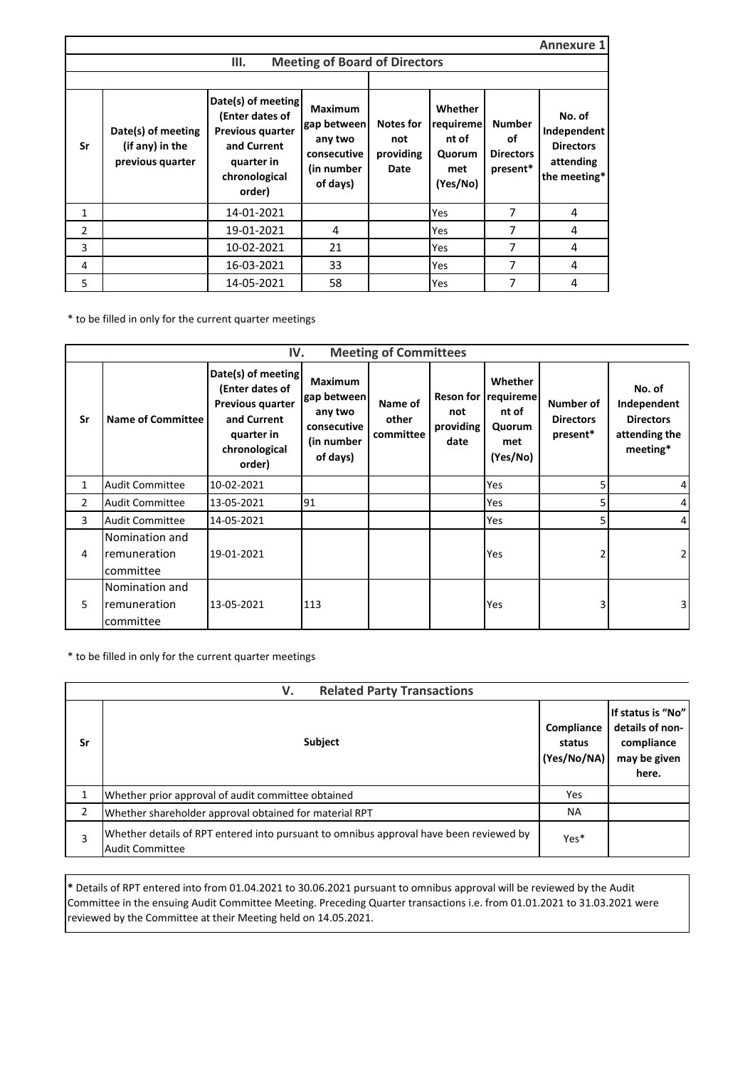**Annexure 1**

## III. Meeting of Board of Directors

| Sr | Date(s) of meeting (if any) in the previous quarter | Date(s) of meeting (Enter dates of Previous quarter and Current quarter in chronological order) | Maximum gap between any two consecutive (in number of days) | Notes for not providing Date | Whether requirement of Quorum met (Yes/No) | Number of Directors present* | No. of Independent Directors attending the meeting* |
|---|---|---|---|---|---|---|---|
| 1 | | 14-01-2021 | | | Yes | 7 | 4 |
| 2 | | 19-01-2021 | 4 | | Yes | 7 | 4 |
| 3 | | 10-02-2021 | 21 | | Yes | 7 | 4 |
| 4 | | 16-03-2021 | 33 | | Yes | 7 | 4 |
| 5 | | 14-05-2021 | 58 | | Yes | 7 | 4 |

* to be filled in only for the current quarter meetings

## IV. Meeting of Committees

| Sr | Name of Committee | Date(s) of meeting (Enter dates of Previous quarter and Current quarter in chronological order) | Maximum gap between any two consecutive (in number of days) | Name of other committee | Reson for not providing date | Whether requirement of Quorum met (Yes/No) | Number of Directors present* | No. of Independent Directors attending the meeting* |
|---|---|---|---|---|---|---|---|---|
| 1 | Audit Committee | 10-02-2021 | | | | Yes | 5 | 4 |
| 2 | Audit Committee | 13-05-2021 | 91 | | | Yes | 5 | 4 |
| 3 | Audit Committee | 14-05-2021 | | | | Yes | 5 | 4 |
| 4 | Nomination and remuneration committee | 19-01-2021 | | | | Yes | 2 | 2 |
| 5 | Nomination and remuneration committee | 13-05-2021 | 113 | | | Yes | 3 | 3 |

* to be filled in only for the current quarter meetings

## V. Related Party Transactions

| Sr | Subject | Compliance status (Yes/No/NA) | If status is "No" details of non-compliance may be given here. |
|---|---|---|---|
| 1 | Whether prior approval of audit committee obtained | Yes | |
| 2 | Whether shareholder approval obtained for material RPT | NA | |
| 3 | Whether details of RPT entered into pursuant to omnibus approval have been reviewed by Audit Committee | Yes* | |

**\*** Details of RPT entered into from 01.04.2021 to 30.06.2021 pursuant to omnibus approval will be reviewed by the Audit Committee in the ensuing Audit Committee Meeting. Preceding Quarter transactions i.e. from 01.01.2021 to 31.03.2021 were reviewed by the Committee at their Meeting held on 14.05.2021.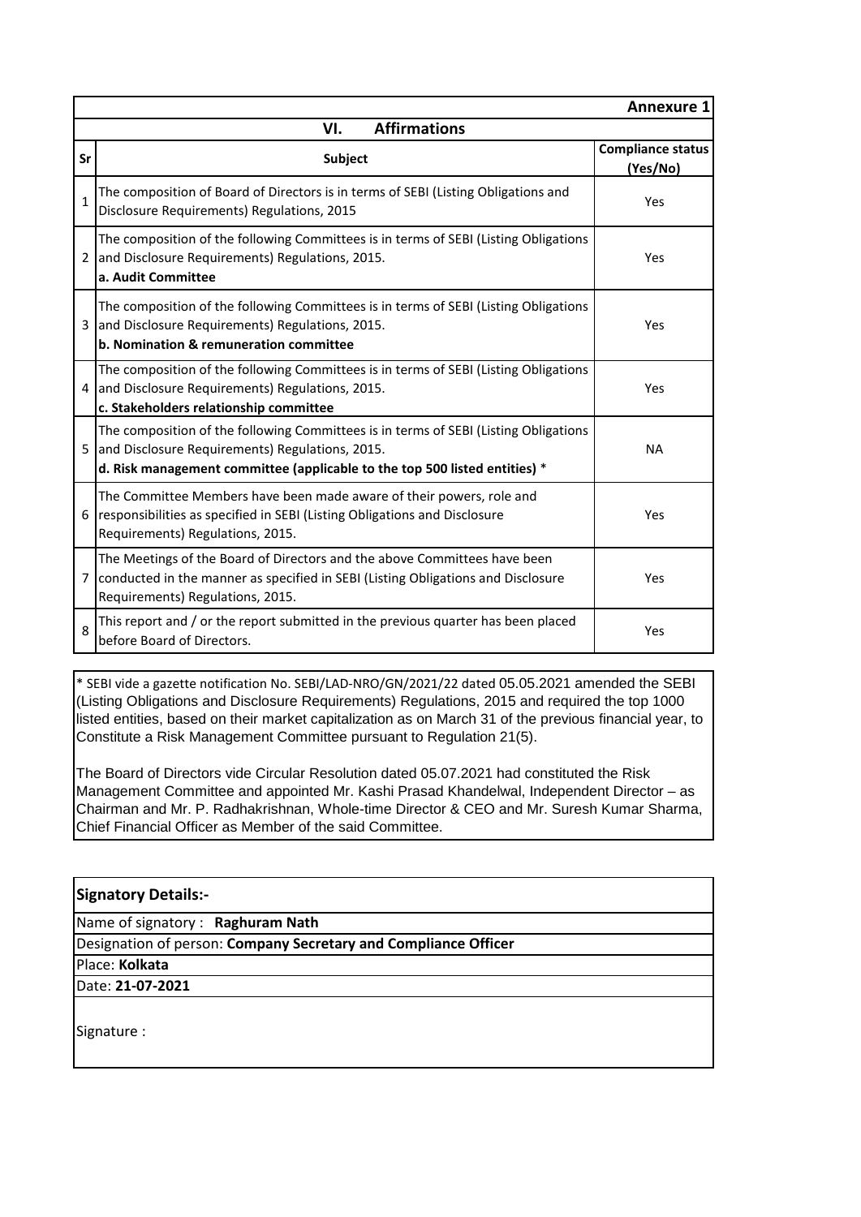**Annexure 1**

## VI. Affirmations

| Sr | Subject | Compliance status (Yes/No) |
|---|---|---|
| 1 | The composition of Board of Directors is in terms of SEBI (Listing Obligations and Disclosure Requirements) Regulations, 2015 | Yes |
| 2 | The composition of the following Committees is in terms of SEBI (Listing Obligations and Disclosure Requirements) Regulations, 2015.<br>**a. Audit Committee** | Yes |
| 3 | The composition of the following Committees is in terms of SEBI (Listing Obligations and Disclosure Requirements) Regulations, 2015.<br>**b. Nomination & remuneration committee** | Yes |
| 4 | The composition of the following Committees is in terms of SEBI (Listing Obligations and Disclosure Requirements) Regulations, 2015.<br>**c. Stakeholders relationship committee** | Yes |
| 5 | The composition of the following Committees is in terms of SEBI (Listing Obligations and Disclosure Requirements) Regulations, 2015.<br>**d. Risk management committee (applicable to the top 500 listed entities) *** | NA |
| 6 | The Committee Members have been made aware of their powers, role and responsibilities as specified in SEBI (Listing Obligations and Disclosure Requirements) Regulations, 2015. | Yes |
| 7 | The Meetings of the Board of Directors and the above Committees have been conducted in the manner as specified in SEBI (Listing Obligations and Disclosure Requirements) Regulations, 2015. | Yes |
| 8 | This report and / or the report submitted in the previous quarter has been placed before Board of Directors. | Yes |

* SEBI vide a gazette notification No. SEBI/LAD-NRO/GN/2021/22 dated 05.05.2021 amended the SEBI (Listing Obligations and Disclosure Requirements) Regulations, 2015 and required the top 1000 listed entities, based on their market capitalization as on March 31 of the previous financial year, to Constitute a Risk Management Committee pursuant to Regulation 21(5).

The Board of Directors vide Circular Resolution dated 05.07.2021 had constituted the Risk Management Committee and appointed Mr. Kashi Prasad Khandelwal, Independent Director – as Chairman and Mr. P. Radhakrishnan, Whole-time Director & CEO and Mr. Suresh Kumar Sharma, Chief Financial Officer as Member of the said Committee.

**Signatory Details:-**

Name of signatory : **Raghuram Nath**

Designation of person: **Company Secretary and Compliance Officer**

Place: **Kolkata**

Date: **21-07-2021**

Signature :